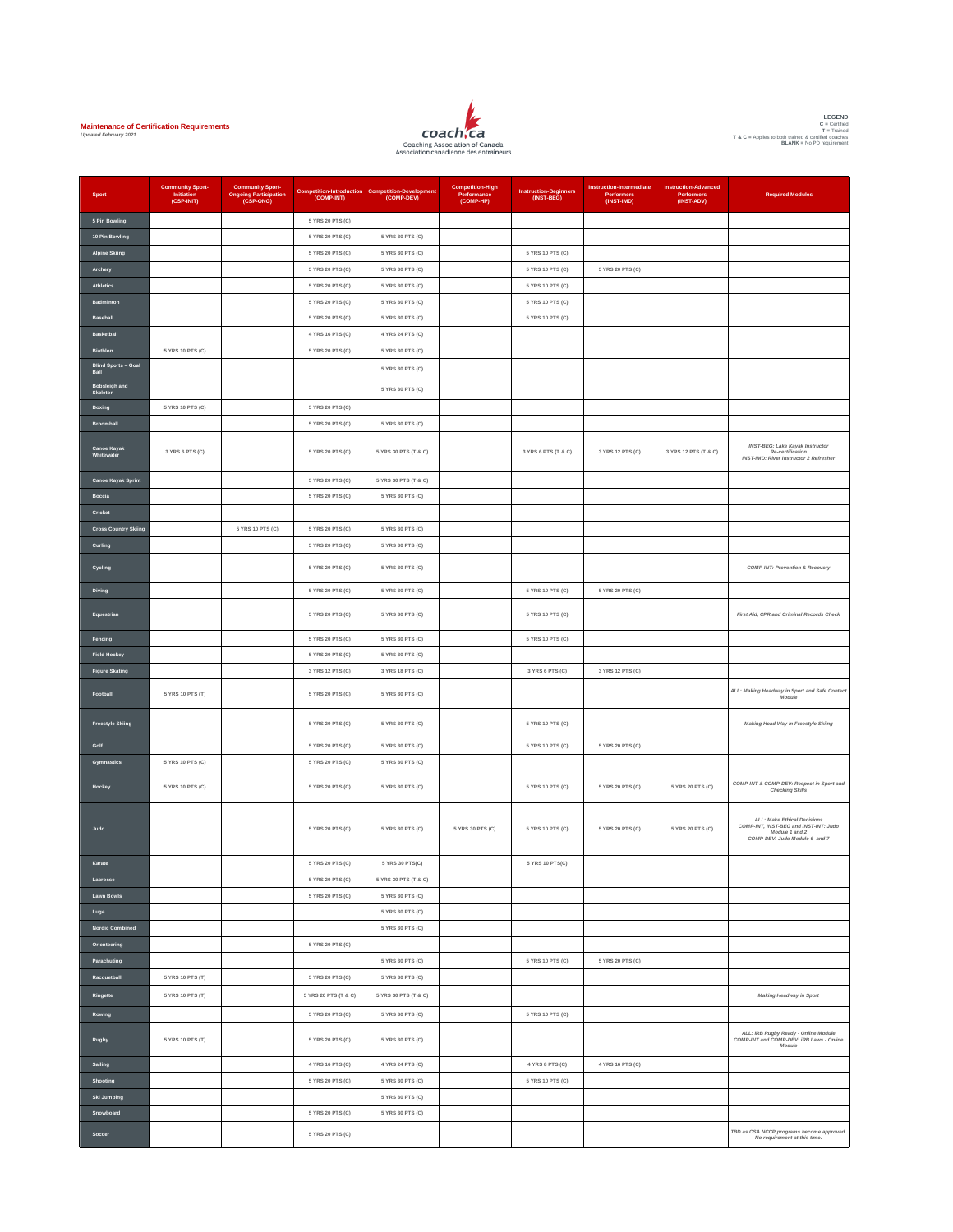## Maintenance of Certification Requirements

*Updated February 2021*

coach.ca
Coaching Association of Canada
Association canadienne des entraîneurs

**LEGEND**
**C** = Certified
**T** = Trained
**T & C** = Applies to both trained & certified coaches
**BLANK** = No PD requirement

| Sport | Community Sport-Initiation (CSP-INIT) | Community Sport-Ongoing Participation (CSP-ONG) | Competition-Introduction (COMP-INT) | Competition-Development (COMP-DEV) | Competition-High Performance (COMP-HP) | Instruction-Beginners (INST-BEG) | Instruction-Intermediate Performers (INST-IMD) | Instruction-Advanced Performers (INST-ADV) | Required Modules |
|---|---|---|---|---|---|---|---|---|---|
| 5 Pin Bowling | | | 5 YRS 20 PTS (C) | | | | | | |
| 10 Pin Bowling | | | 5 YRS 20 PTS (C) | 5 YRS 30 PTS (C) | | | | | |
| Alpine Skiing | | | 5 YRS 20 PTS (C) | 5 YRS 30 PTS (C) | | 5 YRS 10 PTS (C) | | | |
| Archery | | | 5 YRS 20 PTS (C) | 5 YRS 30 PTS (C) | | 5 YRS 10 PTS (C) | 5 YRS 20 PTS (C) | | |
| Athletics | | | 5 YRS 20 PTS (C) | 5 YRS 30 PTS (C) | | 5 YRS 10 PTS (C) | | | |
| Badminton | | | 5 YRS 20 PTS (C) | 5 YRS 30 PTS (C) | | 5 YRS 10 PTS (C) | | | |
| Baseball | | | 5 YRS 20 PTS (C) | 5 YRS 30 PTS (C) | | 5 YRS 10 PTS (C) | | | |
| Basketball | | | 4 YRS 16 PTS (C) | 4 YRS 24 PTS (C) | | | | | |
| Biathlon | 5 YRS 10 PTS (C) | | 5 YRS 20 PTS (C) | 5 YRS 30 PTS (C) | | | | | |
| Blind Sports – Goal Ball | | | | 5 YRS 30 PTS (C) | | | | | |
| Bobsleigh and Skeleton | | | | 5 YRS 30 PTS (C) | | | | | |
| Boxing | 5 YRS 10 PTS (C) | | 5 YRS 20 PTS (C) | | | | | | |
| Broomball | | | 5 YRS 20 PTS (C) | 5 YRS 30 PTS (C) | | | | | |
| Canoe Kayak Whitewater | 3 YRS 6 PTS (C) | | 5 YRS 20 PTS (C) | 5 YRS 30 PTS (T & C) | | 3 YRS 6 PTS (T & C) | 3 YRS 12 PTS (C) | 3 YRS 12 PTS (T & C) | *INST-BEG: Lake Kayak Instructor Re-certification INST-IMD: River Instructor 2 Refresher* |
| Canoe Kayak Sprint | | | 5 YRS 20 PTS (C) | 5 YRS 30 PTS (T & C) | | | | | |
| Boccia | | | 5 YRS 20 PTS (C) | 5 YRS 30 PTS (C) | | | | | |
| Cricket | | | | | | | | | |
| Cross Country Skiing | | 5 YRS 10 PTS (C) | 5 YRS 20 PTS (C) | 5 YRS 30 PTS (C) | | | | | |
| Curling | | | 5 YRS 20 PTS (C) | 5 YRS 30 PTS (C) | | | | | |
| Cycling | | | 5 YRS 20 PTS (C) | 5 YRS 30 PTS (C) | | | | | *COMP-INT: Prevention & Recovery* |
| Diving | | | 5 YRS 20 PTS (C) | 5 YRS 30 PTS (C) | | 5 YRS 10 PTS (C) | 5 YRS 20 PTS (C) | | |
| Equestrian | | | 5 YRS 20 PTS (C) | 5 YRS 30 PTS (C) | | 5 YRS 10 PTS (C) | | | *First Aid, CPR and Criminal Records Check* |
| Fencing | | | 5 YRS 20 PTS (C) | 5 YRS 30 PTS (C) | | 5 YRS 10 PTS (C) | | | |
| Field Hockey | | | 5 YRS 20 PTS (C) | 5 YRS 30 PTS (C) | | | | | |
| Figure Skating | | | 3 YRS 12 PTS (C) | 3 YRS 18 PTS (C) | | 3 YRS 6 PTS (C) | 3 YRS 12 PTS (C) | | |
| Football | 5 YRS 10 PTS (T) | | 5 YRS 20 PTS (C) | 5 YRS 30 PTS (C) | | | | | *ALL: Making Headway in Sport and Safe Contact Module* |
| Freestyle Skiing | | | 5 YRS 20 PTS (C) | 5 YRS 30 PTS (C) | | 5 YRS 10 PTS (C) | | | *Making Head Way in Freestyle Skiing* |
| Golf | | | 5 YRS 20 PTS (C) | 5 YRS 30 PTS (C) | | 5 YRS 10 PTS (C) | 5 YRS 20 PTS (C) | | |
| Gymnastics | 5 YRS 10 PTS (C) | | 5 YRS 20 PTS (C) | 5 YRS 30 PTS (C) | | | | | |
| Hockey | 5 YRS 10 PTS (C) | | 5 YRS 20 PTS (C) | 5 YRS 30 PTS (C) | | 5 YRS 10 PTS (C) | 5 YRS 20 PTS (C) | 5 YRS 20 PTS (C) | *COMP-INT & COMP-DEV: Respect in Sport and Checking Skills* |
| Judo | | | 5 YRS 20 PTS (C) | 5 YRS 30 PTS (C) | 5 YRS 30 PTS (C) | 5 YRS 10 PTS (C) | 5 YRS 20 PTS (C) | 5 YRS 20 PTS (C) | *ALL: Make Ethical Decisions COMP-INT, INST-BEG and INST-INT: Judo Module 1 and 2 COMP-DEV: Judo Module 6 and 7* |
| Karate | | | 5 YRS 20 PTS (C) | 5 YRS 30 PTS(C) | | 5 YRS 10 PTS(C) | | | |
| Lacrosse | | | 5 YRS 20 PTS (C) | 5 YRS 30 PTS (T & C) | | | | | |
| Lawn Bowls | | | 5 YRS 20 PTS (C) | 5 YRS 30 PTS (C) | | | | | |
| Luge | | | | 5 YRS 30 PTS (C) | | | | | |
| Nordic Combined | | | | 5 YRS 30 PTS (C) | | | | | |
| Orienteering | | | 5 YRS 20 PTS (C) | | | | | | |
| Parachuting | | | | 5 YRS 30 PTS (C) | | 5 YRS 10 PTS (C) | 5 YRS 20 PTS (C) | | |
| Racquetball | 5 YRS 10 PTS (T) | | 5 YRS 20 PTS (C) | 5 YRS 30 PTS (C) | | | | | |
| Ringette | 5 YRS 10 PTS (T) | | 5 YRS 20 PTS (T & C) | 5 YRS 30 PTS (T & C) | | | | | *Making Headway in Sport* |
| Rowing | | | 5 YRS 20 PTS (C) | 5 YRS 30 PTS (C) | | 5 YRS 10 PTS (C) | | | |
| Rugby | 5 YRS 10 PTS (T) | | 5 YRS 20 PTS (C) | 5 YRS 30 PTS (C) | | | | | *ALL: IRB Rugby Ready - Online Module COMP-INT and COMP-DEV: IRB Laws - Online Module* |
| Sailing | | | 4 YRS 16 PTS (C) | 4 YRS 24 PTS (C) | | 4 YRS 8 PTS (C) | 4 YRS 16 PTS (C) | | |
| Shooting | | | 5 YRS 20 PTS (C) | 5 YRS 30 PTS (C) | | 5 YRS 10 PTS (C) | | | |
| Ski Jumping | | | | 5 YRS 30 PTS (C) | | | | | |
| Snowboard | | | 5 YRS 20 PTS (C) | 5 YRS 30 PTS (C) | | | | | |
| Soccer | | | 5 YRS 20 PTS (C) | | | | | | *TBD as CSA NCCP programs become approved. No requirement at this time.* |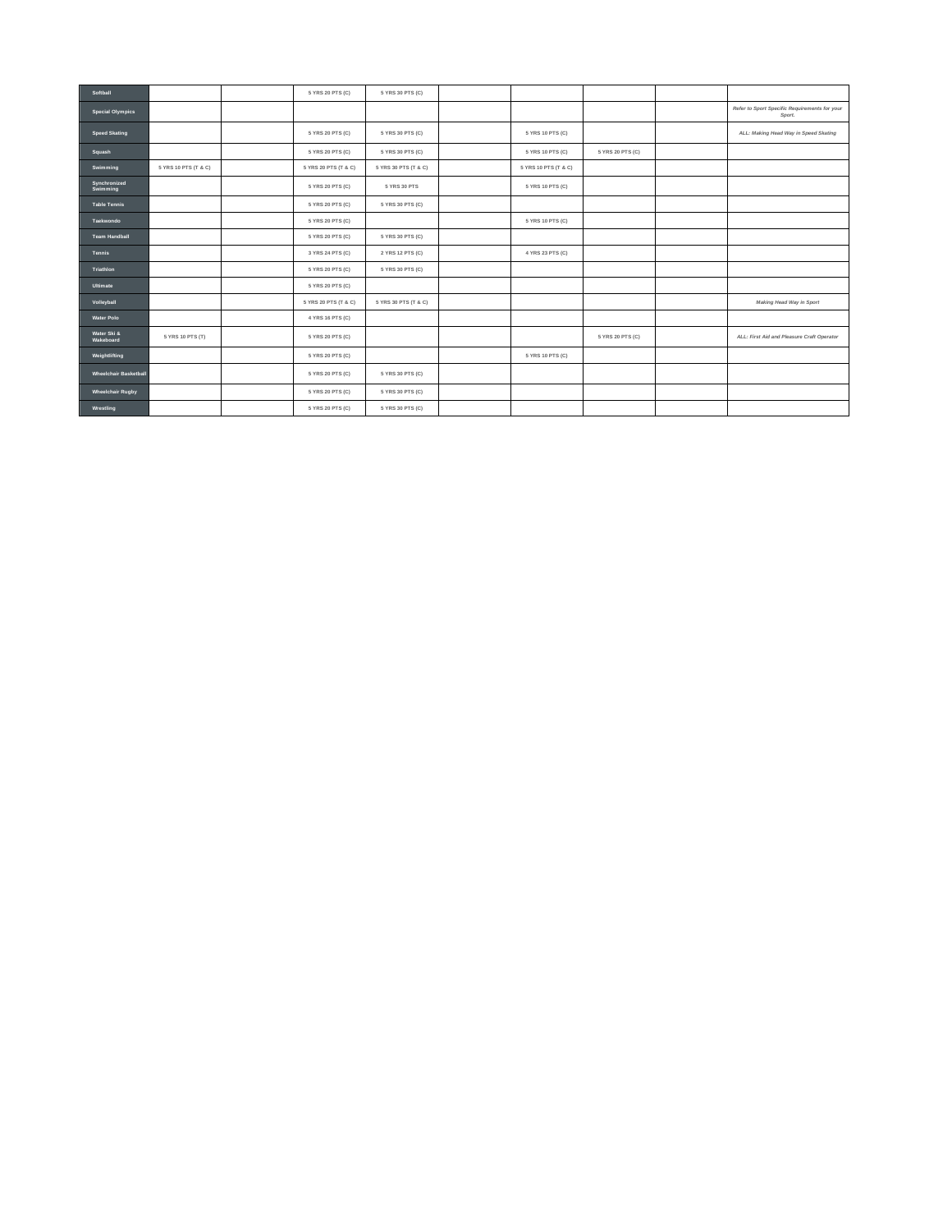| | | | | | | | | | |
|---|---|---|---|---|---|---|---|---|---|
| **Softball** | | | 5 YRS 20 PTS (C) | 5 YRS 30 PTS (C) | | | | | |
| **Special Olympics** | | | | | | | | | *Refer to Sport Specific Requirements for your Sport.* |
| **Speed Skating** | | | 5 YRS 20 PTS (C) | 5 YRS 30 PTS (C) | | 5 YRS 10 PTS (C) | | | *ALL: Making Head Way in Speed Skating* |
| **Squash** | | | 5 YRS 20 PTS (C) | 5 YRS 30 PTS (C) | | 5 YRS 10 PTS (C) | 5 YRS 20 PTS (C) | | |
| **Swimming** | 5 YRS 10 PTS (T & C) | | 5 YRS 20 PTS (T & C) | 5 YRS 30 PTS (T & C) | | 5 YRS 10 PTS (T & C) | | | |
| **Synchronized Swimming** | | | 5 YRS 20 PTS (C) | 5 YRS 30 PTS | | 5 YRS 10 PTS (C) | | | |
| **Table Tennis** | | | 5 YRS 20 PTS (C) | 5 YRS 30 PTS (C) | | | | | |
| **Taekwondo** | | | 5 YRS 20 PTS (C) | | | 5 YRS 10 PTS (C) | | | |
| **Team Handball** | | | 5 YRS 20 PTS (C) | 5 YRS 30 PTS (C) | | | | | |
| **Tennis** | | | 3 YRS 24 PTS (C) | 2 YRS 12 PTS (C) | | 4 YRS 23 PTS (C) | | | |
| **Triathlon** | | | 5 YRS 20 PTS (C) | 5 YRS 30 PTS (C) | | | | | |
| **Ultimate** | | | 5 YRS 20 PTS (C) | | | | | | |
| **Volleyball** | | | 5 YRS 20 PTS (T & C) | 5 YRS 30 PTS (T & C) | | | | | *Making Head Way in Sport* |
| **Water Polo** | | | 4 YRS 16 PTS (C) | | | | | | |
| **Water Ski & Wakeboard** | 5 YRS 10 PTS (T) | | 5 YRS 20 PTS (C) | | | | 5 YRS 20 PTS (C) | | *ALL: First Aid and Pleasure Craft Operator* |
| **Weightlifting** | | | 5 YRS 20 PTS (C) | | | 5 YRS 10 PTS (C) | | | |
| **Wheelchair Basketball** | | | 5 YRS 20 PTS (C) | 5 YRS 30 PTS (C) | | | | | |
| **Wheelchair Rugby** | | | 5 YRS 20 PTS (C) | 5 YRS 30 PTS (C) | | | | | |
| **Wrestling** | | | 5 YRS 20 PTS (C) | 5 YRS 30 PTS (C) | | | | | |